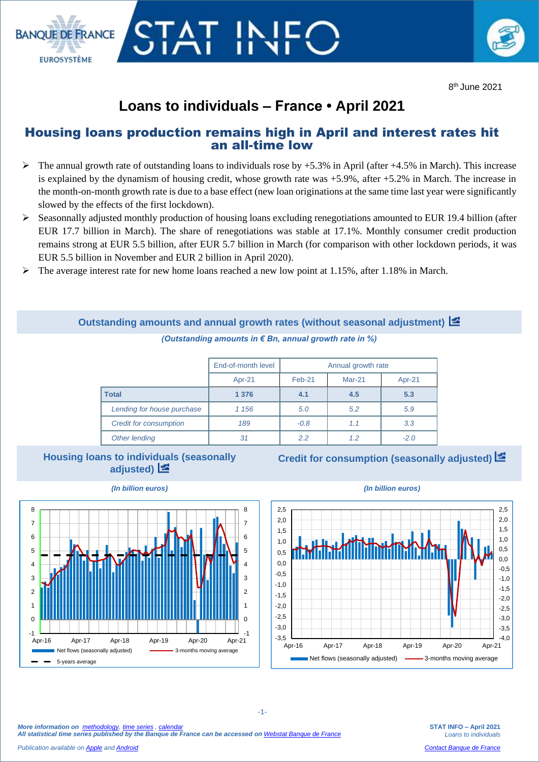8th June 2021

# Loans to individuals – France • April 2021

## Housing loans production remains high in April and interest rates hit an all-time low

- The annual growth rate of outstanding loans to individuals rose by +5.3% in April (after +4.5% in March). This increase is explained by the dynamism of housing credit, whose growth rate was +5.9%, after +5.2% in March. The increase in the month-on-month growth rate is due to a base effect (new loan originations at the same time last year were significantly slowed by the effects of the first lockdown).
- Seasonnally adjusted monthly production of housing loans excluding renegotiations amounted to EUR 19.4 billion (after EUR 17.7 billion in March). The share of renegotiations was stable at 17.1%. Monthly consumer credit production remains strong at EUR 5.5 billion, after EUR 5.7 billion in March (for comparison with other lockdown periods, it was EUR 5.5 billion in November and EUR 2 billion in April 2020).
- The average interest rate for new home loans reached a new low point at 1.15%, after 1.18% in March.

### Outstanding amounts and annual growth rates (without seasonal adjustment)

*(Outstanding amounts in € Bn, annual growth rate in %)*

| | End-of-month level | Annual growth rate | | |
|---|---|---|---|---|
| | Apr-21 | Feb-21 | Mar-21 | Apr-21 |
| **Total** | **1 376** | **4.1** | **4.5** | **5.3** |
| *Lending for house purchase* | *1 156* | *5.0* | *5.2* | *5.9* |
| *Credit for consumption* | *189* | *-0.8* | *1.1* | *3.3* |
| *Other lending* | *31* | *2.2* | *1.2* | *-2.0* |

### Housing loans to individuals (seasonally adjusted)

*(In billion euros)*

Net flows (seasonally adjusted) — 3-months moving average — 5-years average

### Credit for consumption (seasonally adjusted)

*(In billion euros)*

Net flows (seasonally adjusted) — 3-months moving average

*More information on methodology, time series, calendar*
***All statistical time series published by the Banque de France can be accessed on Webstat Banque de France***

*Publication available on Apple and Android*

Contact Banque de France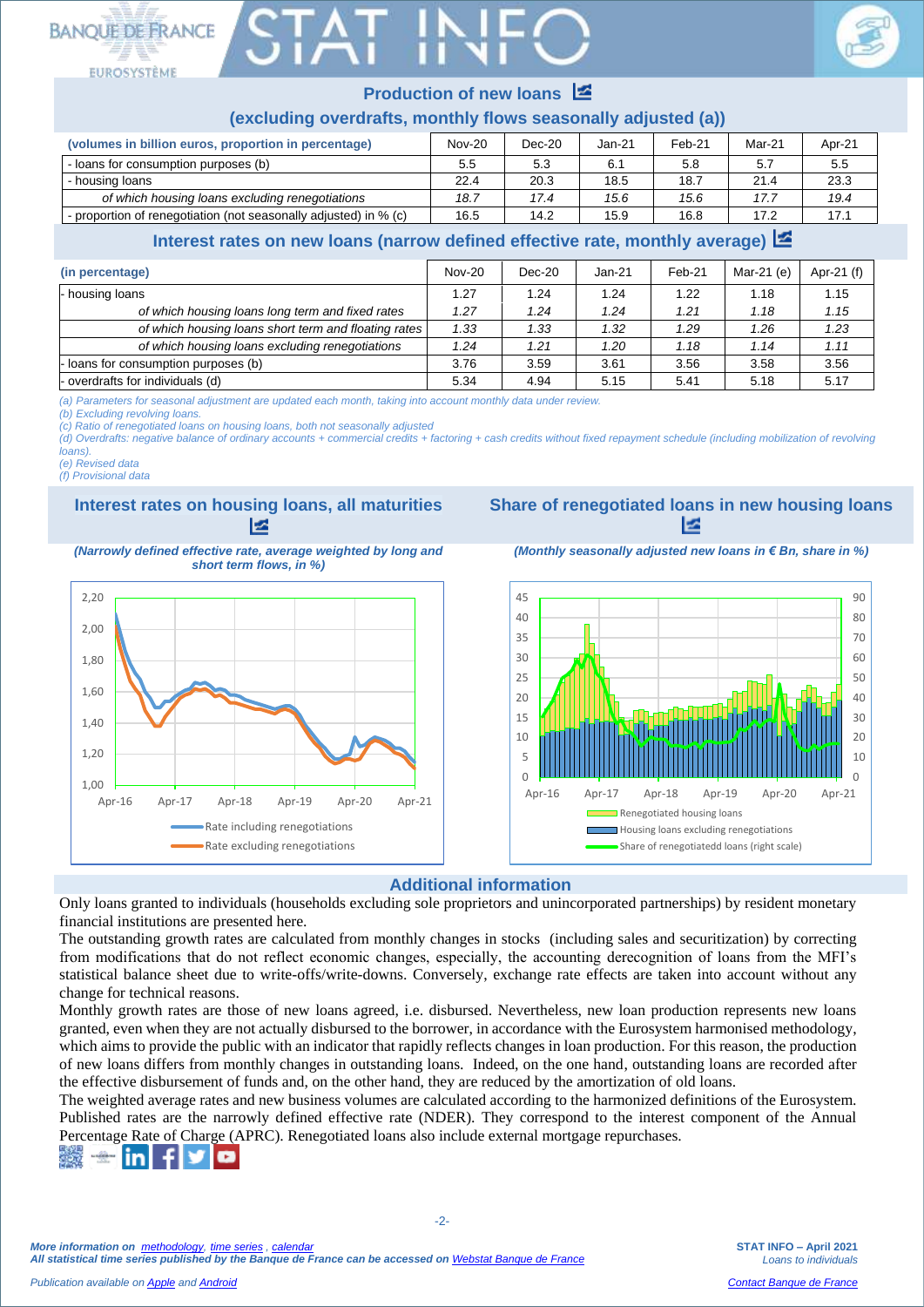## Production of new loans

### (excluding overdrafts, monthly flows seasonally adjusted (a))

| (volumes in billion euros, proportion in percentage) | Nov-20 | Dec-20 | Jan-21 | Feb-21 | Mar-21 | Apr-21 |
|---|---|---|---|---|---|---|
| - loans for consumption purposes (b) | 5.5 | 5.3 | 6.1 | 5.8 | 5.7 | 5.5 |
| - housing loans | 22.4 | 20.3 | 18.5 | 18.7 | 21.4 | 23.3 |
| *of which housing loans excluding renegotiations* | *18.7* | *17.4* | *15.6* | *15.6* | *17.7* | *19.4* |
| - proportion of renegotiation (not seasonally adjusted) in % (c) | 16.5 | 14.2 | 15.9 | 16.8 | 17.2 | 17.1 |

## Interest rates on new loans (narrow defined effective rate, monthly average)

| (in percentage) | Nov-20 | Dec-20 | Jan-21 | Feb-21 | Mar-21 (e) | Apr-21 (f) |
|---|---|---|---|---|---|---|
| - housing loans | 1.27 | 1.24 | 1.24 | 1.22 | 1.18 | 1.15 |
| *of which housing loans long term and fixed rates* | *1.27* | *1.24* | *1.24* | *1.21* | *1.18* | *1.15* |
| *of which housing loans short term and floating rates* | *1.33* | *1.33* | *1.32* | *1.29* | *1.26* | *1.23* |
| *of which housing loans excluding renegotiations* | *1.24* | *1.21* | *1.20* | *1.18* | *1.14* | *1.11* |
| - loans for consumption purposes (b) | 3.76 | 3.59 | 3.61 | 3.56 | 3.58 | 3.56 |
| - overdrafts for individuals (d) | 5.34 | 4.94 | 5.15 | 5.41 | 5.18 | 5.17 |

*(a) Parameters for seasonal adjustment are updated each month, taking into account monthly data under review.*
*(b) Excluding revolving loans.*
*(c) Ratio of renegotiated loans on housing loans, both not seasonally adjusted*
*(d) Overdrafts: negative balance of ordinary accounts + commercial credits + factoring + cash credits without fixed repayment schedule (including mobilization of revolving loans).*
*(e) Revised data*
*(f) Provisional data*

### Interest rates on housing loans, all maturities

*(Narrowly defined effective rate, average weighted by long and short term flows, in %)*

2,20
2,00
1,80
1,60
1,40
1,20
1,00
Apr-16 Apr-17 Apr-18 Apr-19 Apr-20 Apr-21
Rate including renegotiations
Rate excluding renegotiations

### Share of renegotiated loans in new housing loans

*(Monthly seasonally adjusted new loans in € Bn, share in %)*

45 40 35 30 25 20 15 10 5 0
90 80 70 60 50 40 30 20 10 0
Apr-16 Apr-17 Apr-18 Apr-19 Apr-20 Apr-21
Renegotiated housing loans
Housing loans excluding renegotiations
Share of renegotiatedd loans (right scale)

## Additional information

Only loans granted to individuals (households excluding sole proprietors and unincorporated partnerships) by resident monetary financial institutions are presented here.

The outstanding growth rates are calculated from monthly changes in stocks (including sales and securitization) by correcting from modifications that do not reflect economic changes, especially, the accounting derecognition of loans from the MFI's statistical balance sheet due to write-offs/write-downs. Conversely, exchange rate effects are taken into account without any change for technical reasons.

Monthly growth rates are those of new loans agreed, i.e. disbursed. Nevertheless, new loan production represents new loans granted, even when they are not actually disbursed to the borrower, in accordance with the Eurosystem harmonised methodology, which aims to provide the public with an indicator that rapidly reflects changes in loan production. For this reason, the production of new loans differs from monthly changes in outstanding loans. Indeed, on the one hand, outstanding loans are recorded after the effective disbursement of funds and, on the other hand, they are reduced by the amortization of old loans.

The weighted average rates and new business volumes are calculated according to the harmonized definitions of the Eurosystem. Published rates are the narrowly defined effective rate (NDER). They correspond to the interest component of the Annual Percentage Rate of Charge (APRC). Renegotiated loans also include external mortgage repurchases.

***More information on methodology, time series, calendar***
***All statistical time series published by the Banque de France can be accessed on Webstat Banque de France***

*Publication available on Apple and Android*

Contact Banque de France